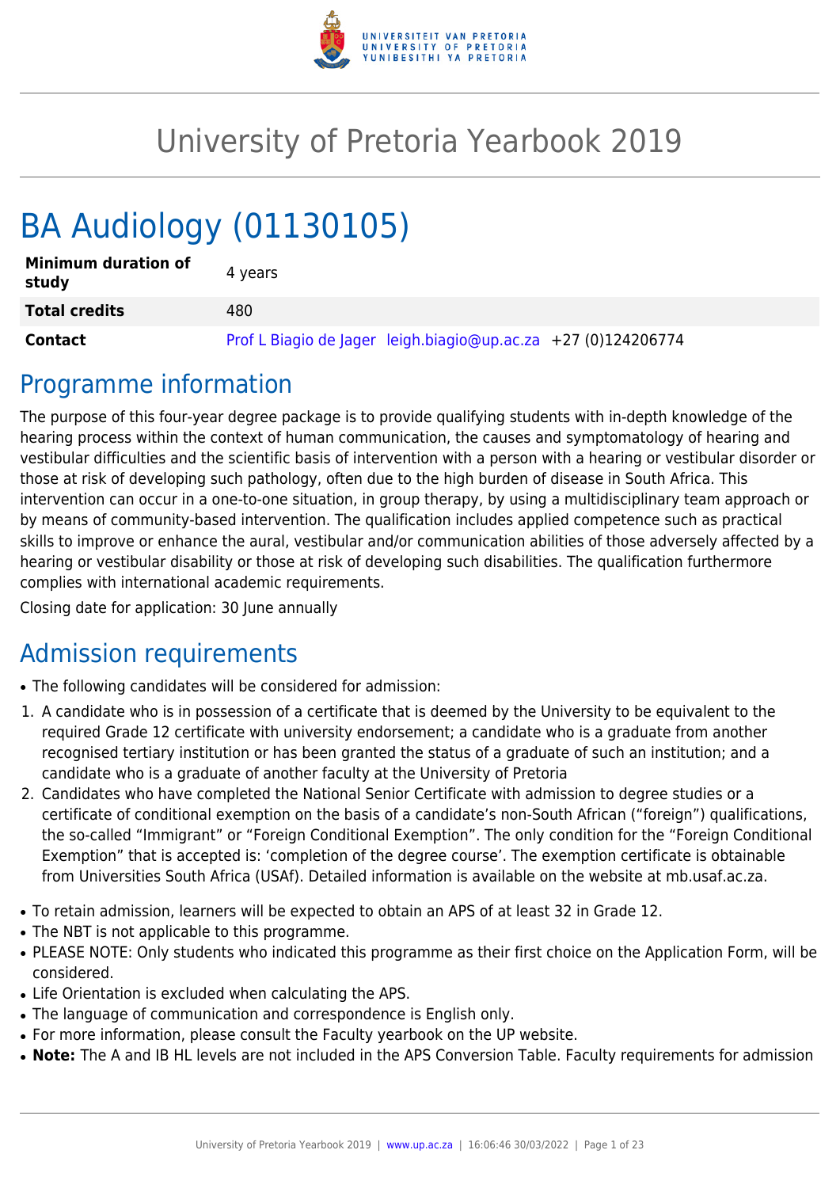# University of Pretoria Yearbook 2019

# BA Audiology (01130105)

| **Minimum duration of study** | 4 years |
|---|---|
| **Total credits** | 480 |
| **Contact** | Prof L Biagio de Jager leigh.biagio@up.ac.za +27 (0)124206774 |

## Programme information

The purpose of this four-year degree package is to provide qualifying students with in-depth knowledge of the hearing process within the context of human communication, the causes and symptomatology of hearing and vestibular difficulties and the scientific basis of intervention with a person with a hearing or vestibular disorder or those at risk of developing such pathology, often due to the high burden of disease in South Africa. This intervention can occur in a one-to-one situation, in group therapy, by using a multidisciplinary team approach or by means of community-based intervention. The qualification includes applied competence such as practical skills to improve or enhance the aural, vestibular and/or communication abilities of those adversely affected by a hearing or vestibular disability or those at risk of developing such disabilities. The qualification furthermore complies with international academic requirements.

Closing date for application: 30 June annually

## Admission requirements

- The following candidates will be considered for admission:

1. A candidate who is in possession of a certificate that is deemed by the University to be equivalent to the required Grade 12 certificate with university endorsement; a candidate who is a graduate from another recognised tertiary institution or has been granted the status of a graduate of such an institution; and a candidate who is a graduate of another faculty at the University of Pretoria
2. Candidates who have completed the National Senior Certificate with admission to degree studies or a certificate of conditional exemption on the basis of a candidate's non-South African ("foreign") qualifications, the so-called "Immigrant" or "Foreign Conditional Exemption". The only condition for the "Foreign Conditional Exemption" that is accepted is: 'completion of the degree course'. The exemption certificate is obtainable from Universities South Africa (USAf). Detailed information is available on the website at mb.usaf.ac.za.

- To retain admission, learners will be expected to obtain an APS of at least 32 in Grade 12.
- The NBT is not applicable to this programme.
- PLEASE NOTE: Only students who indicated this programme as their first choice on the Application Form, will be considered.
- Life Orientation is excluded when calculating the APS.
- The language of communication and correspondence is English only.
- For more information, please consult the Faculty yearbook on the UP website.
- **Note:** The A and IB HL levels are not included in the APS Conversion Table. Faculty requirements for admission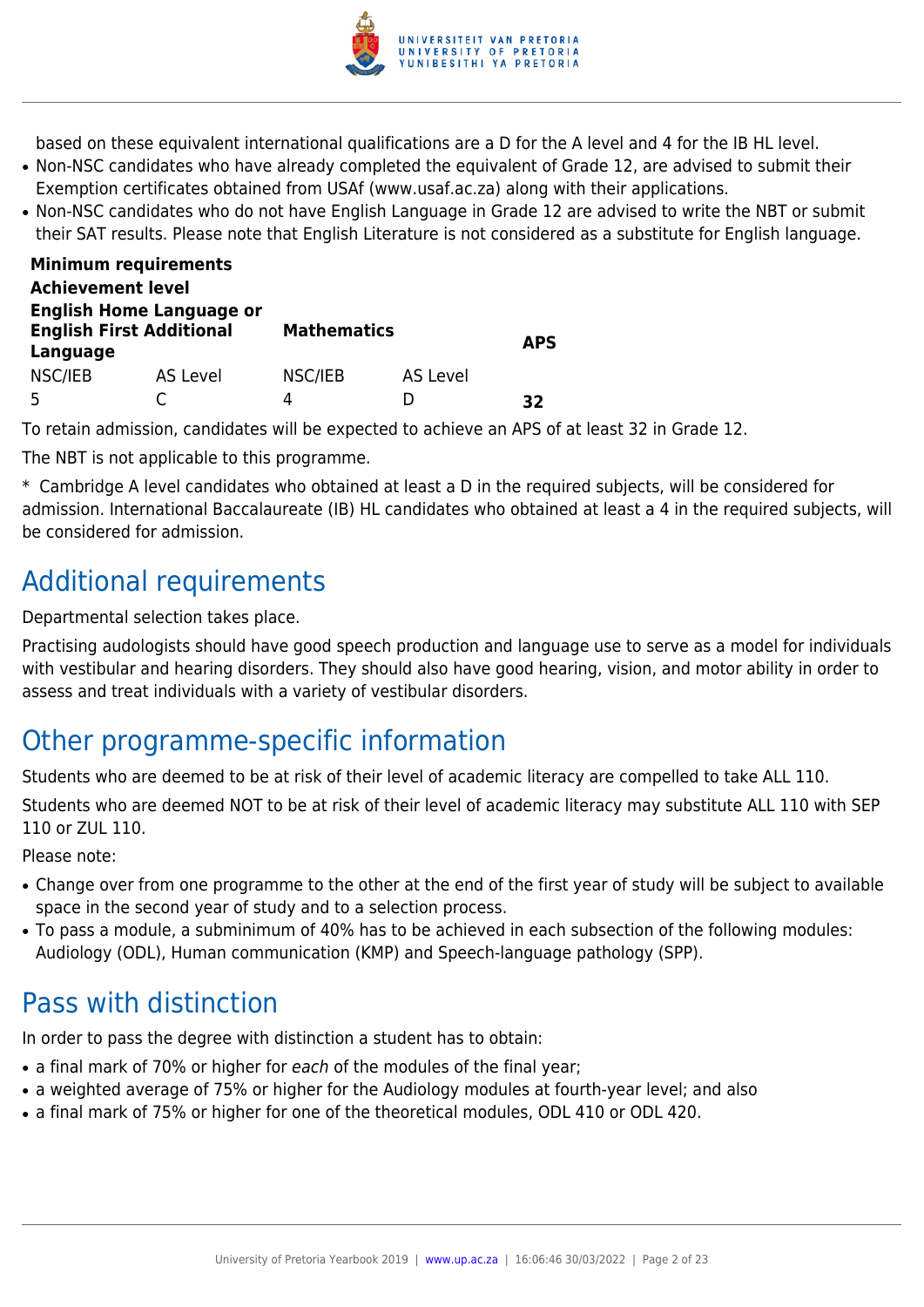based on these equivalent international qualifications are a D for the A level and 4 for the IB HL level.

- Non-NSC candidates who have already completed the equivalent of Grade 12, are advised to submit their Exemption certificates obtained from USAf (www.usaf.ac.za) along with their applications.
- Non-NSC candidates who do not have English Language in Grade 12 are advised to write the NBT or submit their SAT results. Please note that English Literature is not considered as a substitute for English language.

| **Minimum requirements** | | | | |
|---|---|---|---|---|
| **Achievement level** | | | | |
| **English Home Language or English First Additional Language** | | **Mathematics** | | **APS** |
| NSC/IEB | AS Level | NSC/IEB | AS Level | |
| 5 | C | 4 | D | **32** |

To retain admission, candidates will be expected to achieve an APS of at least 32 in Grade 12.

The NBT is not applicable to this programme.

* Cambridge A level candidates who obtained at least a D in the required subjects, will be considered for admission. International Baccalaureate (IB) HL candidates who obtained at least a 4 in the required subjects, will be considered for admission.

## Additional requirements

Departmental selection takes place.

Practising audiologists should have good speech production and language use to serve as a model for individuals with vestibular and hearing disorders. They should also have good hearing, vision, and motor ability in order to assess and treat individuals with a variety of vestibular disorders.

## Other programme-specific information

Students who are deemed to be at risk of their level of academic literacy are compelled to take ALL 110.

Students who are deemed NOT to be at risk of their level of academic literacy may substitute ALL 110 with SEP 110 or ZUL 110.

Please note:

- Change over from one programme to the other at the end of the first year of study will be subject to available space in the second year of study and to a selection process.
- To pass a module, a subminimum of 40% has to be achieved in each subsection of the following modules: Audiology (ODL), Human communication (KMP) and Speech-language pathology (SPP).

## Pass with distinction

In order to pass the degree with distinction a student has to obtain:

- a final mark of 70% or higher for *each* of the modules of the final year;
- a weighted average of 75% or higher for the Audiology modules at fourth-year level; and also
- a final mark of 75% or higher for one of the theoretical modules, ODL 410 or ODL 420.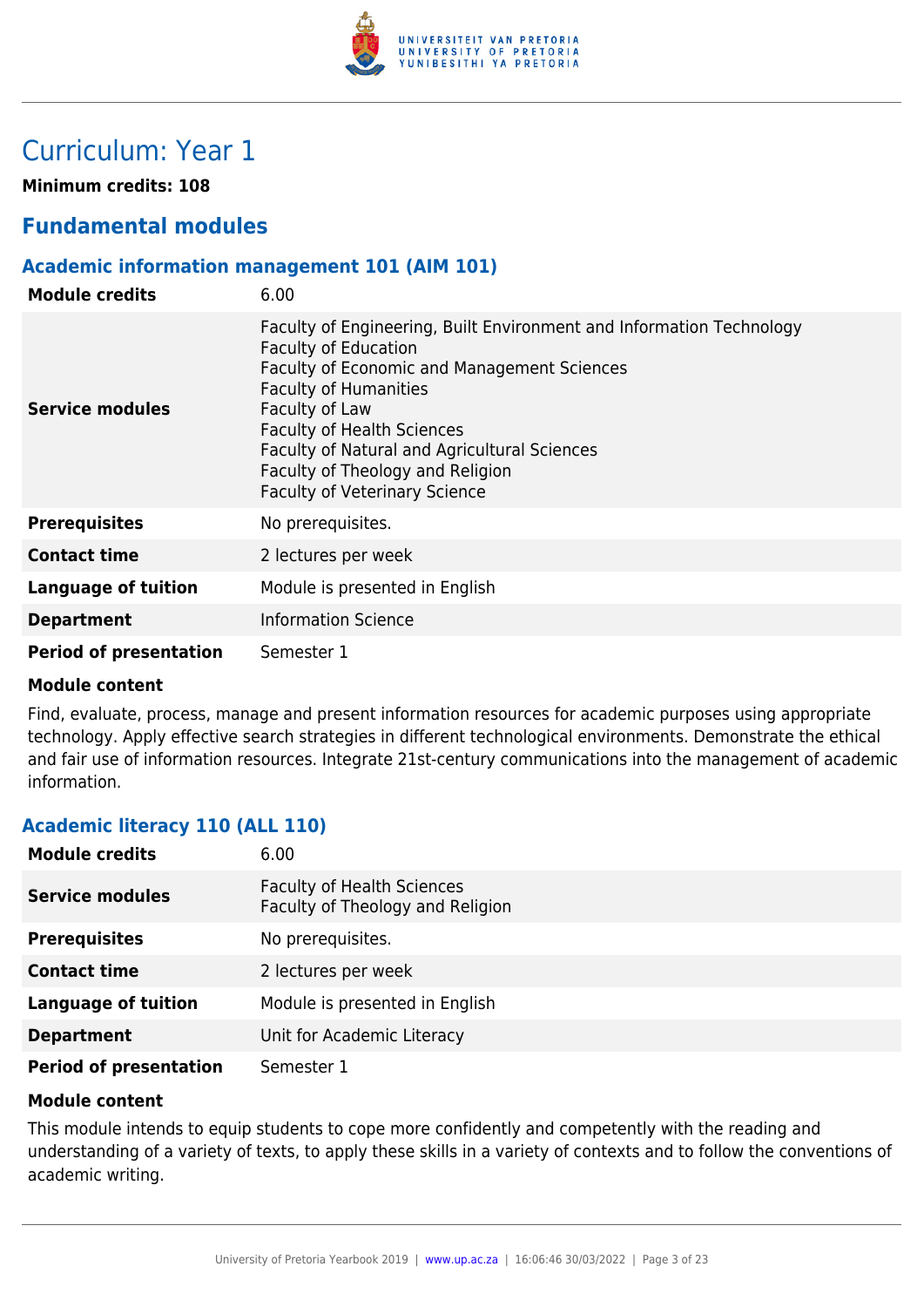# Curriculum: Year 1

**Minimum credits: 108**

## Fundamental modules

### Academic information management 101 (AIM 101)

| | |
|---|---|
| **Module credits** | 6.00 |
| **Service modules** | Faculty of Engineering, Built Environment and Information Technology<br>Faculty of Education<br>Faculty of Economic and Management Sciences<br>Faculty of Humanities<br>Faculty of Law<br>Faculty of Health Sciences<br>Faculty of Natural and Agricultural Sciences<br>Faculty of Theology and Religion<br>Faculty of Veterinary Science |
| **Prerequisites** | No prerequisites. |
| **Contact time** | 2 lectures per week |
| **Language of tuition** | Module is presented in English |
| **Department** | Information Science |
| **Period of presentation** | Semester 1 |

**Module content**

Find, evaluate, process, manage and present information resources for academic purposes using appropriate technology. Apply effective search strategies in different technological environments. Demonstrate the ethical and fair use of information resources. Integrate 21st-century communications into the management of academic information.

### Academic literacy 110 (ALL 110)

| | |
|---|---|
| **Module credits** | 6.00 |
| **Service modules** | Faculty of Health Sciences<br>Faculty of Theology and Religion |
| **Prerequisites** | No prerequisites. |
| **Contact time** | 2 lectures per week |
| **Language of tuition** | Module is presented in English |
| **Department** | Unit for Academic Literacy |
| **Period of presentation** | Semester 1 |

**Module content**

This module intends to equip students to cope more confidently and competently with the reading and understanding of a variety of texts, to apply these skills in a variety of contexts and to follow the conventions of academic writing.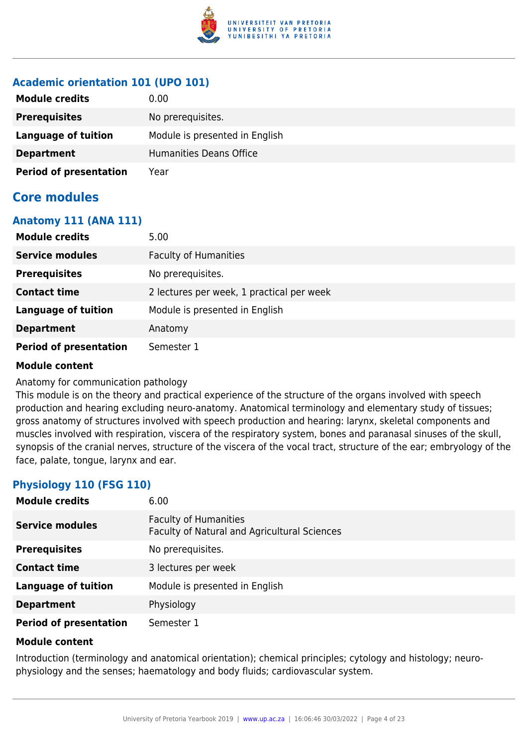### Academic orientation 101 (UPO 101)

| **Module credits** | 0.00 |
|---|---|
| **Prerequisites** | No prerequisites. |
| **Language of tuition** | Module is presented in English |
| **Department** | Humanities Deans Office |
| **Period of presentation** | Year |

## Core modules

### Anatomy 111 (ANA 111)

| **Module credits** | 5.00 |
|---|---|
| **Service modules** | Faculty of Humanities |
| **Prerequisites** | No prerequisites. |
| **Contact time** | 2 lectures per week, 1 practical per week |
| **Language of tuition** | Module is presented in English |
| **Department** | Anatomy |
| **Period of presentation** | Semester 1 |

**Module content**

Anatomy for communication pathology
This module is on the theory and practical experience of the structure of the organs involved with speech production and hearing excluding neuro-anatomy. Anatomical terminology and elementary study of tissues; gross anatomy of structures involved with speech production and hearing: larynx, skeletal components and muscles involved with respiration, viscera of the respiratory system, bones and paranasal sinuses of the skull, synopsis of the cranial nerves, structure of the viscera of the vocal tract, structure of the ear; embryology of the face, palate, tongue, larynx and ear.

### Physiology 110 (FSG 110)

| **Module credits** | 6.00 |
|---|---|
| **Service modules** | Faculty of Humanities<br>Faculty of Natural and Agricultural Sciences |
| **Prerequisites** | No prerequisites. |
| **Contact time** | 3 lectures per week |
| **Language of tuition** | Module is presented in English |
| **Department** | Physiology |
| **Period of presentation** | Semester 1 |

**Module content**

Introduction (terminology and anatomical orientation); chemical principles; cytology and histology; neuro-physiology and the senses; haematology and body fluids; cardiovascular system.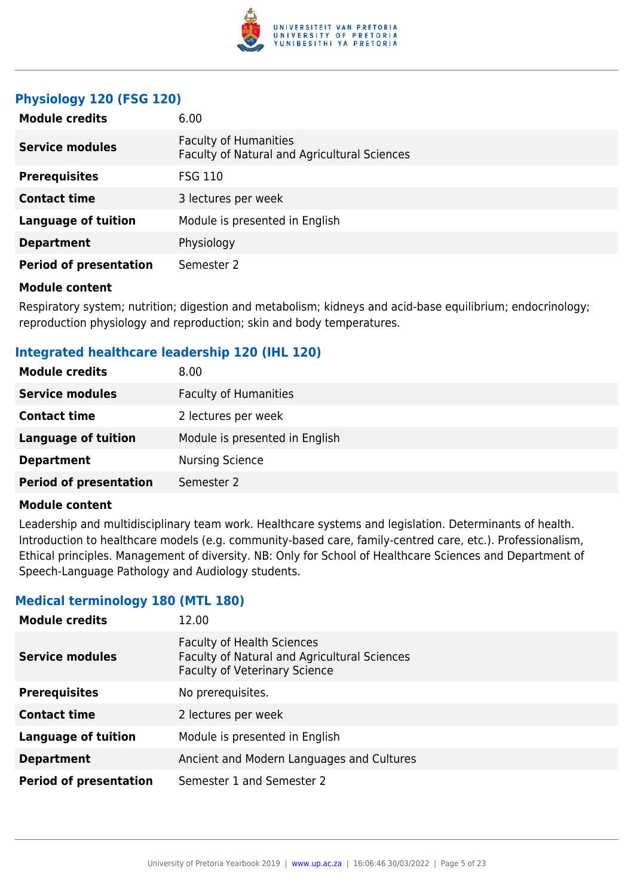### Physiology 120 (FSG 120)

| | |
|---|---|
| **Module credits** | 6.00 |
| **Service modules** | Faculty of Humanities<br>Faculty of Natural and Agricultural Sciences |
| **Prerequisites** | FSG 110 |
| **Contact time** | 3 lectures per week |
| **Language of tuition** | Module is presented in English |
| **Department** | Physiology |
| **Period of presentation** | Semester 2 |

**Module content**

Respiratory system; nutrition; digestion and metabolism; kidneys and acid-base equilibrium; endocrinology; reproduction physiology and reproduction; skin and body temperatures.

### Integrated healthcare leadership 120 (IHL 120)

| | |
|---|---|
| **Module credits** | 8.00 |
| **Service modules** | Faculty of Humanities |
| **Contact time** | 2 lectures per week |
| **Language of tuition** | Module is presented in English |
| **Department** | Nursing Science |
| **Period of presentation** | Semester 2 |

**Module content**

Leadership and multidisciplinary team work. Healthcare systems and legislation. Determinants of health. Introduction to healthcare models (e.g. community-based care, family-centred care, etc.). Professionalism, Ethical principles. Management of diversity. NB: Only for School of Healthcare Sciences and Department of Speech-Language Pathology and Audiology students.

### Medical terminology 180 (MTL 180)

| | |
|---|---|
| **Module credits** | 12.00 |
| **Service modules** | Faculty of Health Sciences<br>Faculty of Natural and Agricultural Sciences<br>Faculty of Veterinary Science |
| **Prerequisites** | No prerequisites. |
| **Contact time** | 2 lectures per week |
| **Language of tuition** | Module is presented in English |
| **Department** | Ancient and Modern Languages and Cultures |
| **Period of presentation** | Semester 1 and Semester 2 |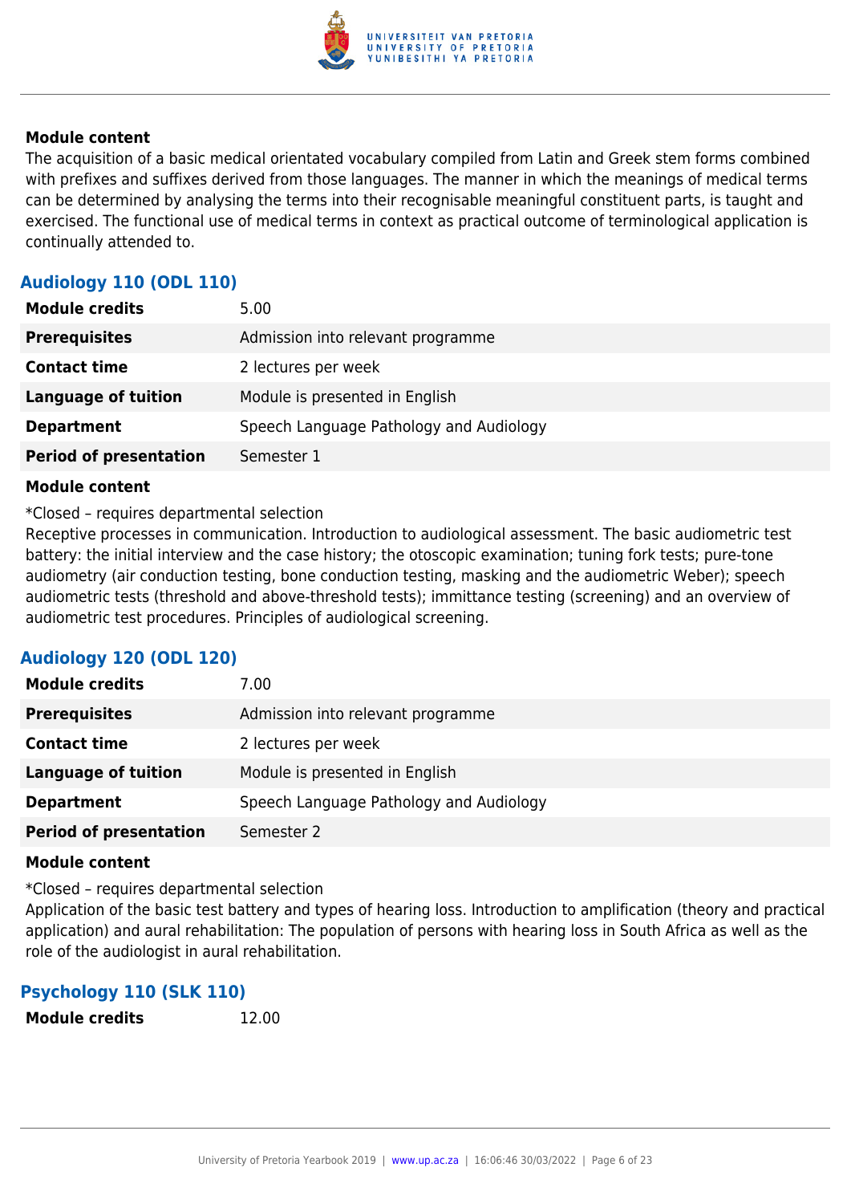**Module content**

The acquisition of a basic medical orientated vocabulary compiled from Latin and Greek stem forms combined with prefixes and suffixes derived from those languages. The manner in which the meanings of medical terms can be determined by analysing the terms into their recognisable meaningful constituent parts, is taught and exercised. The functional use of medical terms in context as practical outcome of terminological application is continually attended to.

### Audiology 110 (ODL 110)

| | |
|---|---|
| **Module credits** | 5.00 |
| **Prerequisites** | Admission into relevant programme |
| **Contact time** | 2 lectures per week |
| **Language of tuition** | Module is presented in English |
| **Department** | Speech Language Pathology and Audiology |
| **Period of presentation** | Semester 1 |

**Module content**

*Closed – requires departmental selection
Receptive processes in communication. Introduction to audiological assessment. The basic audiometric test battery: the initial interview and the case history; the otoscopic examination; tuning fork tests; pure-tone audiometry (air conduction testing, bone conduction testing, masking and the audiometric Weber); speech audiometric tests (threshold and above-threshold tests); immittance testing (screening) and an overview of audiometric test procedures. Principles of audiological screening.

### Audiology 120 (ODL 120)

| | |
|---|---|
| **Module credits** | 7.00 |
| **Prerequisites** | Admission into relevant programme |
| **Contact time** | 2 lectures per week |
| **Language of tuition** | Module is presented in English |
| **Department** | Speech Language Pathology and Audiology |
| **Period of presentation** | Semester 2 |

**Module content**

*Closed – requires departmental selection
Application of the basic test battery and types of hearing loss. Introduction to amplification (theory and practical application) and aural rehabilitation: The population of persons with hearing loss in South Africa as well as the role of the audiologist in aural rehabilitation.

### Psychology 110 (SLK 110)

| | |
|---|---|
| **Module credits** | 12.00 |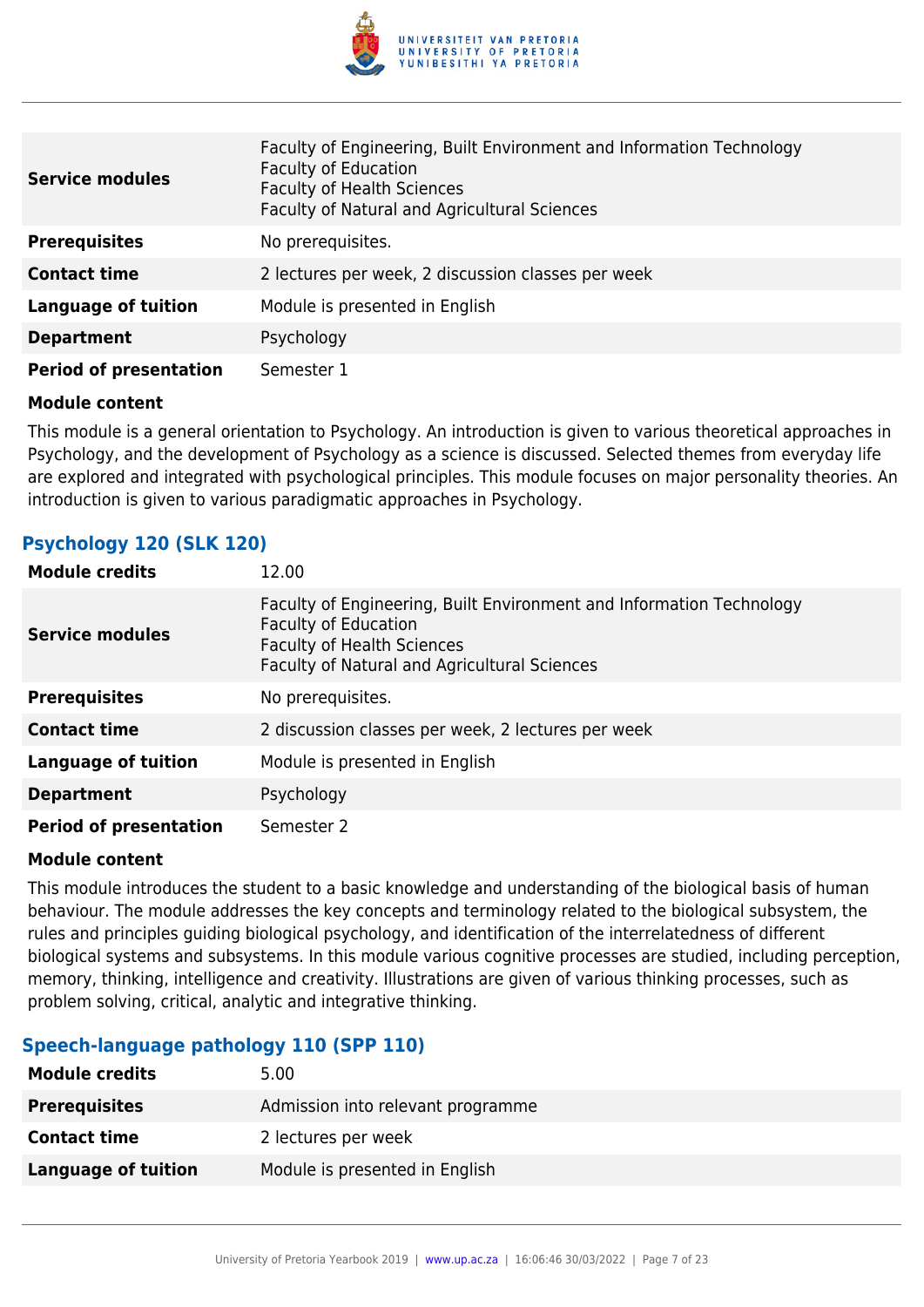| | |
|---|---|
| **Service modules** | Faculty of Engineering, Built Environment and Information Technology<br>Faculty of Education<br>Faculty of Health Sciences<br>Faculty of Natural and Agricultural Sciences |
| **Prerequisites** | No prerequisites. |
| **Contact time** | 2 lectures per week, 2 discussion classes per week |
| **Language of tuition** | Module is presented in English |
| **Department** | Psychology |
| **Period of presentation** | Semester 1 |

**Module content**

This module is a general orientation to Psychology. An introduction is given to various theoretical approaches in Psychology, and the development of Psychology as a science is discussed. Selected themes from everyday life are explored and integrated with psychological principles. This module focuses on major personality theories. An introduction is given to various paradigmatic approaches in Psychology.

### Psychology 120 (SLK 120)

| | |
|---|---|
| **Module credits** | 12.00 |
| **Service modules** | Faculty of Engineering, Built Environment and Information Technology<br>Faculty of Education<br>Faculty of Health Sciences<br>Faculty of Natural and Agricultural Sciences |
| **Prerequisites** | No prerequisites. |
| **Contact time** | 2 discussion classes per week, 2 lectures per week |
| **Language of tuition** | Module is presented in English |
| **Department** | Psychology |
| **Period of presentation** | Semester 2 |

**Module content**

This module introduces the student to a basic knowledge and understanding of the biological basis of human behaviour. The module addresses the key concepts and terminology related to the biological subsystem, the rules and principles guiding biological psychology, and identification of the interrelatedness of different biological systems and subsystems. In this module various cognitive processes are studied, including perception, memory, thinking, intelligence and creativity. Illustrations are given of various thinking processes, such as problem solving, critical, analytic and integrative thinking.

### Speech-language pathology 110 (SPP 110)

| | |
|---|---|
| **Module credits** | 5.00 |
| **Prerequisites** | Admission into relevant programme |
| **Contact time** | 2 lectures per week |
| **Language of tuition** | Module is presented in English |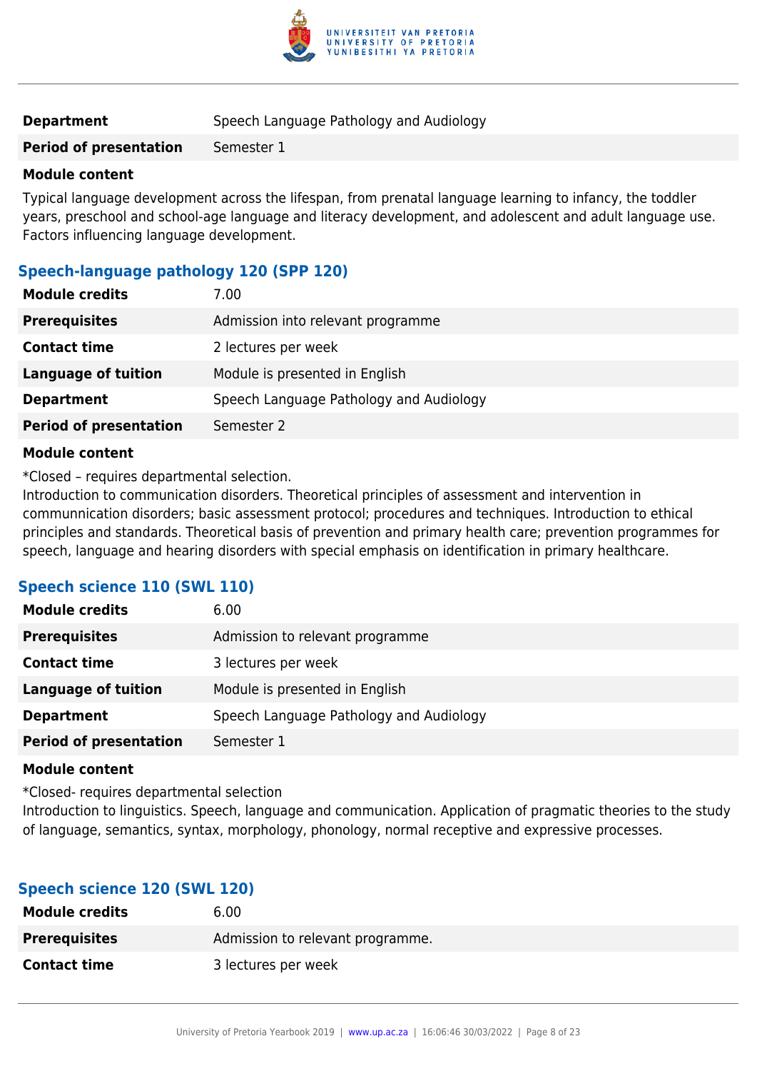| | |
|---|---|
| **Department** | Speech Language Pathology and Audiology |
| **Period of presentation** | Semester 1 |

**Module content**

Typical language development across the lifespan, from prenatal language learning to infancy, the toddler years, preschool and school-age language and literacy development, and adolescent and adult language use. Factors influencing language development.

### Speech-language pathology 120 (SPP 120)

| | |
|---|---|
| **Module credits** | 7.00 |
| **Prerequisites** | Admission into relevant programme |
| **Contact time** | 2 lectures per week |
| **Language of tuition** | Module is presented in English |
| **Department** | Speech Language Pathology and Audiology |
| **Period of presentation** | Semester 2 |

**Module content**

*Closed – requires departmental selection.
Introduction to communication disorders. Theoretical principles of assessment and intervention in communnication disorders; basic assessment protocol; procedures and techniques. Introduction to ethical principles and standards. Theoretical basis of prevention and primary health care; prevention programmes for speech, language and hearing disorders with special emphasis on identification in primary healthcare.

### Speech science 110 (SWL 110)

| | |
|---|---|
| **Module credits** | 6.00 |
| **Prerequisites** | Admission to relevant programme |
| **Contact time** | 3 lectures per week |
| **Language of tuition** | Module is presented in English |
| **Department** | Speech Language Pathology and Audiology |
| **Period of presentation** | Semester 1 |

**Module content**

*Closed- requires departmental selection
Introduction to linguistics. Speech, language and communication. Application of pragmatic theories to the study of language, semantics, syntax, morphology, phonology, normal receptive and expressive processes.

### Speech science 120 (SWL 120)

| | |
|---|---|
| **Module credits** | 6.00 |
| **Prerequisites** | Admission to relevant programme. |
| **Contact time** | 3 lectures per week |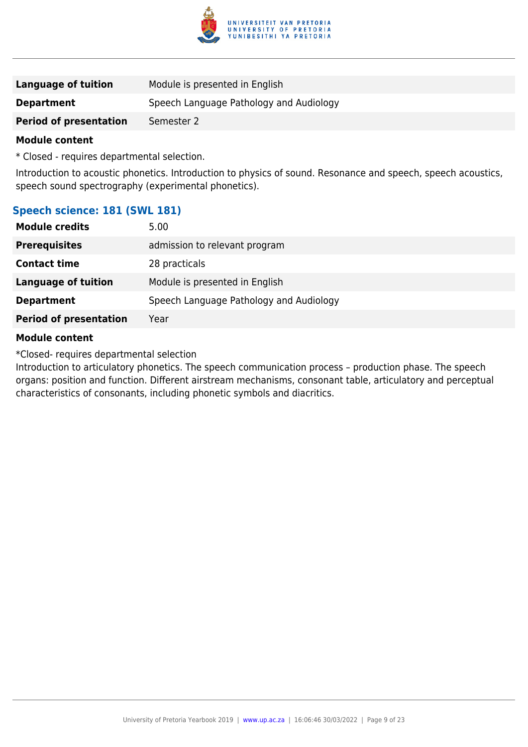| | |
|---|---|
| **Language of tuition** | Module is presented in English |
| **Department** | Speech Language Pathology and Audiology |
| **Period of presentation** | Semester 2 |

**Module content**

* Closed - requires departmental selection.

Introduction to acoustic phonetics. Introduction to physics of sound. Resonance and speech, speech acoustics, speech sound spectrography (experimental phonetics).

### Speech science: 181 (SWL 181)

| | |
|---|---|
| **Module credits** | 5.00 |
| **Prerequisites** | admission to relevant program |
| **Contact time** | 28 practicals |
| **Language of tuition** | Module is presented in English |
| **Department** | Speech Language Pathology and Audiology |
| **Period of presentation** | Year |

**Module content**

*Closed- requires departmental selection
Introduction to articulatory phonetics. The speech communication process – production phase. The speech organs: position and function. Different airstream mechanisms, consonant table, articulatory and perceptual characteristics of consonants, including phonetic symbols and diacritics.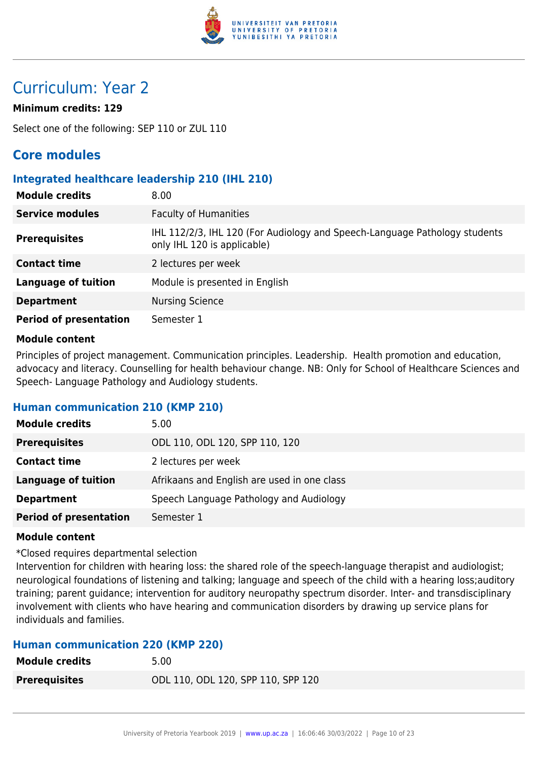# Curriculum: Year 2

**Minimum credits: 129**

Select one of the following: SEP 110 or ZUL 110

## Core modules

### Integrated healthcare leadership 210 (IHL 210)

| | |
|---|---|
| **Module credits** | 8.00 |
| **Service modules** | Faculty of Humanities |
| **Prerequisites** | IHL 112/2/3, IHL 120 (For Audiology and Speech-Language Pathology students only IHL 120 is applicable) |
| **Contact time** | 2 lectures per week |
| **Language of tuition** | Module is presented in English |
| **Department** | Nursing Science |
| **Period of presentation** | Semester 1 |

**Module content**

Principles of project management. Communication principles. Leadership. Health promotion and education, advocacy and literacy. Counselling for health behaviour change. NB: Only for School of Healthcare Sciences and Speech- Language Pathology and Audiology students.

### Human communication 210 (KMP 210)

| | |
|---|---|
| **Module credits** | 5.00 |
| **Prerequisites** | ODL 110, ODL 120, SPP 110, 120 |
| **Contact time** | 2 lectures per week |
| **Language of tuition** | Afrikaans and English are used in one class |
| **Department** | Speech Language Pathology and Audiology |
| **Period of presentation** | Semester 1 |

**Module content**

*Closed requires departmental selection
Intervention for children with hearing loss: the shared role of the speech-language therapist and audiologist; neurological foundations of listening and talking; language and speech of the child with a hearing loss;auditory training; parent guidance; intervention for auditory neuropathy spectrum disorder. Inter- and transdisciplinary involvement with clients who have hearing and communication disorders by drawing up service plans for individuals and families.

### Human communication 220 (KMP 220)

| | |
|---|---|
| **Module credits** | 5.00 |
| **Prerequisites** | ODL 110, ODL 120, SPP 110, SPP 120 |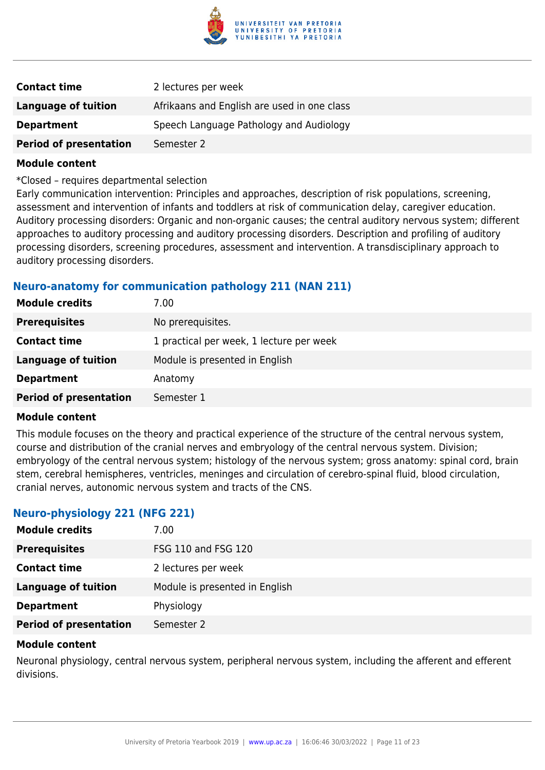| | |
|---|---|
| **Contact time** | 2 lectures per week |
| **Language of tuition** | Afrikaans and English are used in one class |
| **Department** | Speech Language Pathology and Audiology |
| **Period of presentation** | Semester 2 |

**Module content**

*Closed – requires departmental selection
Early communication intervention: Principles and approaches, description of risk populations, screening, assessment and intervention of infants and toddlers at risk of communication delay, caregiver education. Auditory processing disorders: Organic and non-organic causes; the central auditory nervous system; different approaches to auditory processing and auditory processing disorders. Description and profiling of auditory processing disorders, screening procedures, assessment and intervention. A transdisciplinary approach to auditory processing disorders.

### Neuro-anatomy for communication pathology 211 (NAN 211)

| | |
|---|---|
| **Module credits** | 7.00 |
| **Prerequisites** | No prerequisites. |
| **Contact time** | 1 practical per week, 1 lecture per week |
| **Language of tuition** | Module is presented in English |
| **Department** | Anatomy |
| **Period of presentation** | Semester 1 |

**Module content**

This module focuses on the theory and practical experience of the structure of the central nervous system, course and distribution of the cranial nerves and embryology of the central nervous system. Division; embryology of the central nervous system; histology of the nervous system; gross anatomy: spinal cord, brain stem, cerebral hemispheres, ventricles, meninges and circulation of cerebro-spinal fluid, blood circulation, cranial nerves, autonomic nervous system and tracts of the CNS.

### Neuro-physiology 221 (NFG 221)

| | |
|---|---|
| **Module credits** | 7.00 |
| **Prerequisites** | FSG 110 and FSG 120 |
| **Contact time** | 2 lectures per week |
| **Language of tuition** | Module is presented in English |
| **Department** | Physiology |
| **Period of presentation** | Semester 2 |

**Module content**

Neuronal physiology, central nervous system, peripheral nervous system, including the afferent and efferent divisions.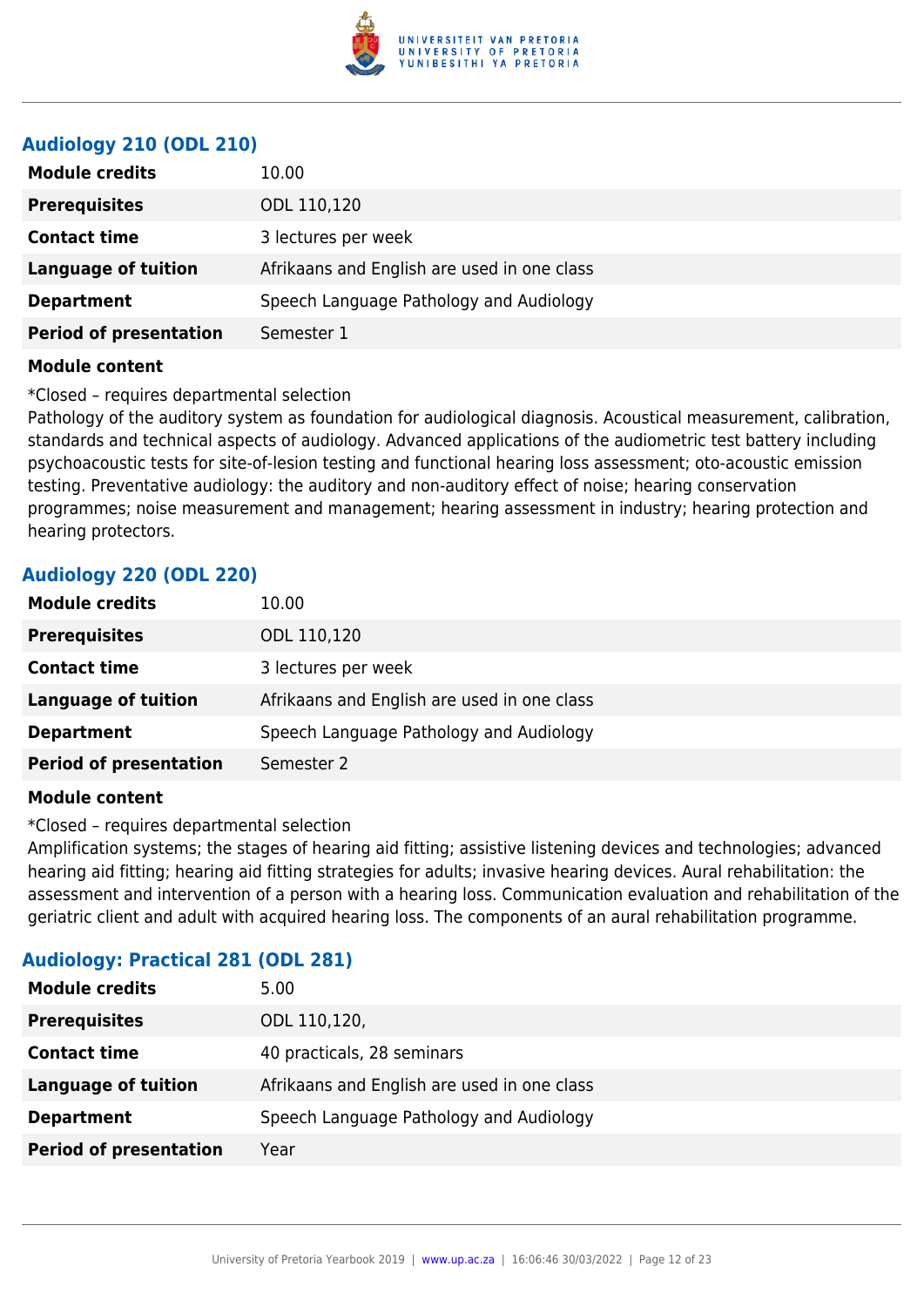### Audiology 210 (ODL 210)

| | |
|---|---|
| **Module credits** | 10.00 |
| **Prerequisites** | ODL 110,120 |
| **Contact time** | 3 lectures per week |
| **Language of tuition** | Afrikaans and English are used in one class |
| **Department** | Speech Language Pathology and Audiology |
| **Period of presentation** | Semester 1 |

**Module content**

*Closed – requires departmental selection

Pathology of the auditory system as foundation for audiological diagnosis. Acoustical measurement, calibration, standards and technical aspects of audiology. Advanced applications of the audiometric test battery including psychoacoustic tests for site-of-lesion testing and functional hearing loss assessment; oto-acoustic emission testing. Preventative audiology: the auditory and non-auditory effect of noise; hearing conservation programmes; noise measurement and management; hearing assessment in industry; hearing protection and hearing protectors.

### Audiology 220 (ODL 220)

| | |
|---|---|
| **Module credits** | 10.00 |
| **Prerequisites** | ODL 110,120 |
| **Contact time** | 3 lectures per week |
| **Language of tuition** | Afrikaans and English are used in one class |
| **Department** | Speech Language Pathology and Audiology |
| **Period of presentation** | Semester 2 |

**Module content**

*Closed – requires departmental selection

Amplification systems; the stages of hearing aid fitting; assistive listening devices and technologies; advanced hearing aid fitting; hearing aid fitting strategies for adults; invasive hearing devices. Aural rehabilitation: the assessment and intervention of a person with a hearing loss. Communication evaluation and rehabilitation of the geriatric client and adult with acquired hearing loss. The components of an aural rehabilitation programme.

### Audiology: Practical 281 (ODL 281)

| | |
|---|---|
| **Module credits** | 5.00 |
| **Prerequisites** | ODL 110,120, |
| **Contact time** | 40 practicals, 28 seminars |
| **Language of tuition** | Afrikaans and English are used in one class |
| **Department** | Speech Language Pathology and Audiology |
| **Period of presentation** | Year |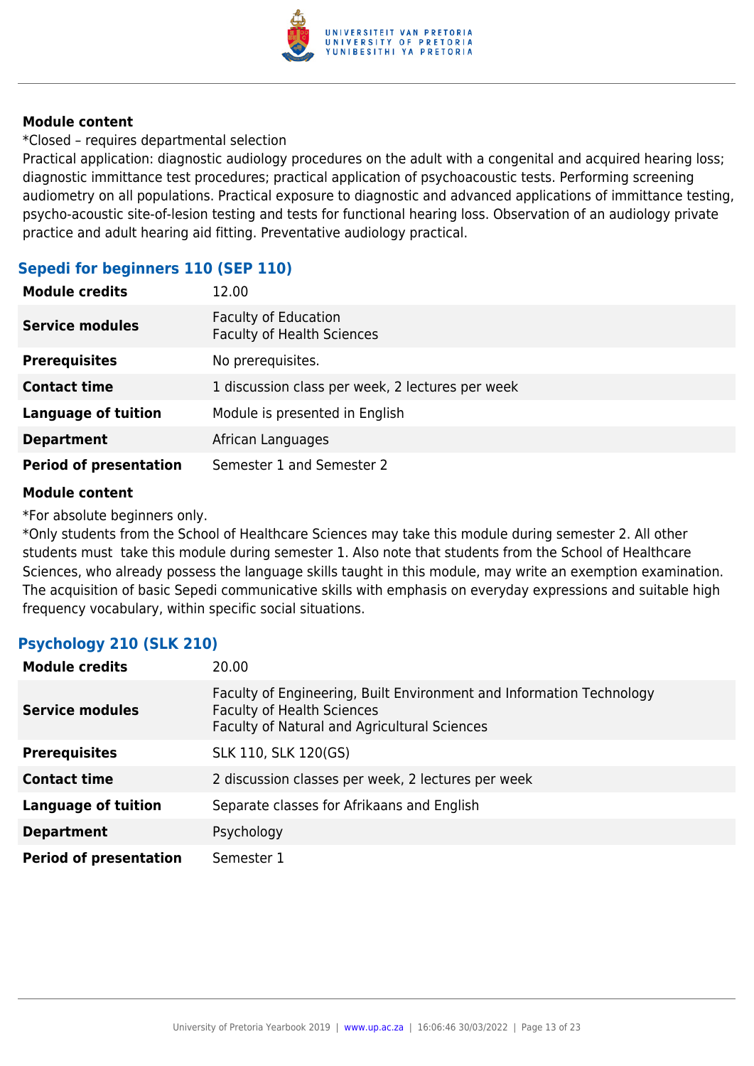**Module content**

*Closed – requires departmental selection

Practical application: diagnostic audiology procedures on the adult with a congenital and acquired hearing loss; diagnostic immittance test procedures; practical application of psychoacoustic tests. Performing screening audiometry on all populations. Practical exposure to diagnostic and advanced applications of immittance testing, psycho-acoustic site-of-lesion testing and tests for functional hearing loss. Observation of an audiology private practice and adult hearing aid fitting. Preventative audiology practical.

### Sepedi for beginners 110 (SEP 110)

| | |
|---|---|
| **Module credits** | 12.00 |
| **Service modules** | Faculty of Education<br>Faculty of Health Sciences |
| **Prerequisites** | No prerequisites. |
| **Contact time** | 1 discussion class per week, 2 lectures per week |
| **Language of tuition** | Module is presented in English |
| **Department** | African Languages |
| **Period of presentation** | Semester 1 and Semester 2 |

**Module content**

*For absolute beginners only.

*Only students from the School of Healthcare Sciences may take this module during semester 2. All other students must take this module during semester 1. Also note that students from the School of Healthcare Sciences, who already possess the language skills taught in this module, may write an exemption examination. The acquisition of basic Sepedi communicative skills with emphasis on everyday expressions and suitable high frequency vocabulary, within specific social situations.

### Psychology 210 (SLK 210)

| | |
|---|---|
| **Module credits** | 20.00 |
| **Service modules** | Faculty of Engineering, Built Environment and Information Technology<br>Faculty of Health Sciences<br>Faculty of Natural and Agricultural Sciences |
| **Prerequisites** | SLK 110, SLK 120(GS) |
| **Contact time** | 2 discussion classes per week, 2 lectures per week |
| **Language of tuition** | Separate classes for Afrikaans and English |
| **Department** | Psychology |
| **Period of presentation** | Semester 1 |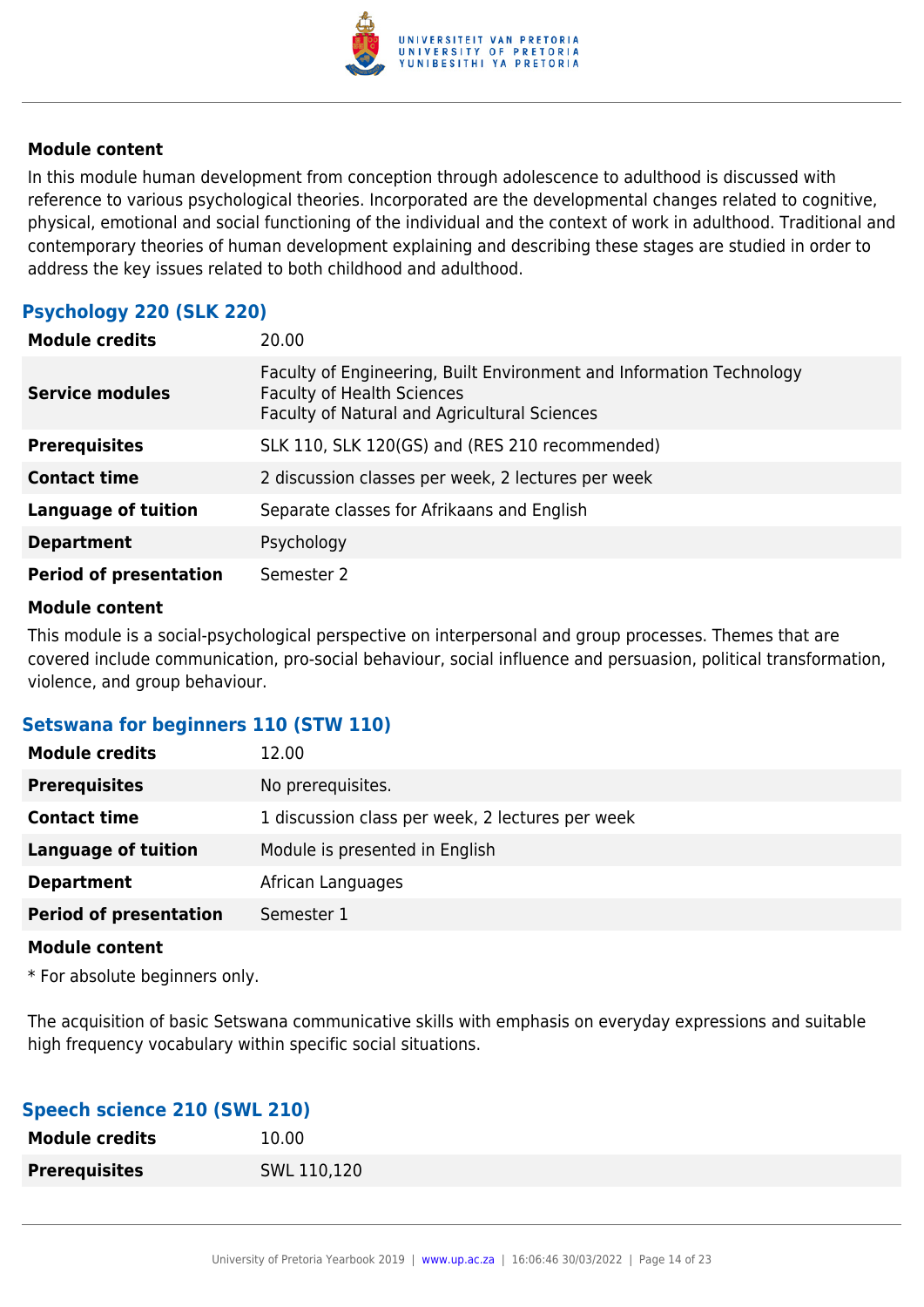#### Module content

In this module human development from conception through adolescence to adulthood is discussed with reference to various psychological theories. Incorporated are the developmental changes related to cognitive, physical, emotional and social functioning of the individual and the context of work in adulthood. Traditional and contemporary theories of human development explaining and describing these stages are studied in order to address the key issues related to both childhood and adulthood.

### Psychology 220 (SLK 220)

| | |
|---|---|
| **Module credits** | 20.00 |
| **Service modules** | Faculty of Engineering, Built Environment and Information Technology<br>Faculty of Health Sciences<br>Faculty of Natural and Agricultural Sciences |
| **Prerequisites** | SLK 110, SLK 120(GS) and (RES 210 recommended) |
| **Contact time** | 2 discussion classes per week, 2 lectures per week |
| **Language of tuition** | Separate classes for Afrikaans and English |
| **Department** | Psychology |
| **Period of presentation** | Semester 2 |

#### Module content

This module is a social-psychological perspective on interpersonal and group processes. Themes that are covered include communication, pro-social behaviour, social influence and persuasion, political transformation, violence, and group behaviour.

### Setswana for beginners 110 (STW 110)

| | |
|---|---|
| **Module credits** | 12.00 |
| **Prerequisites** | No prerequisites. |
| **Contact time** | 1 discussion class per week, 2 lectures per week |
| **Language of tuition** | Module is presented in English |
| **Department** | African Languages |
| **Period of presentation** | Semester 1 |

#### Module content

* For absolute beginners only.

The acquisition of basic Setswana communicative skills with emphasis on everyday expressions and suitable high frequency vocabulary within specific social situations.

### Speech science 210 (SWL 210)

| | |
|---|---|
| **Module credits** | 10.00 |
| **Prerequisites** | SWL 110,120 |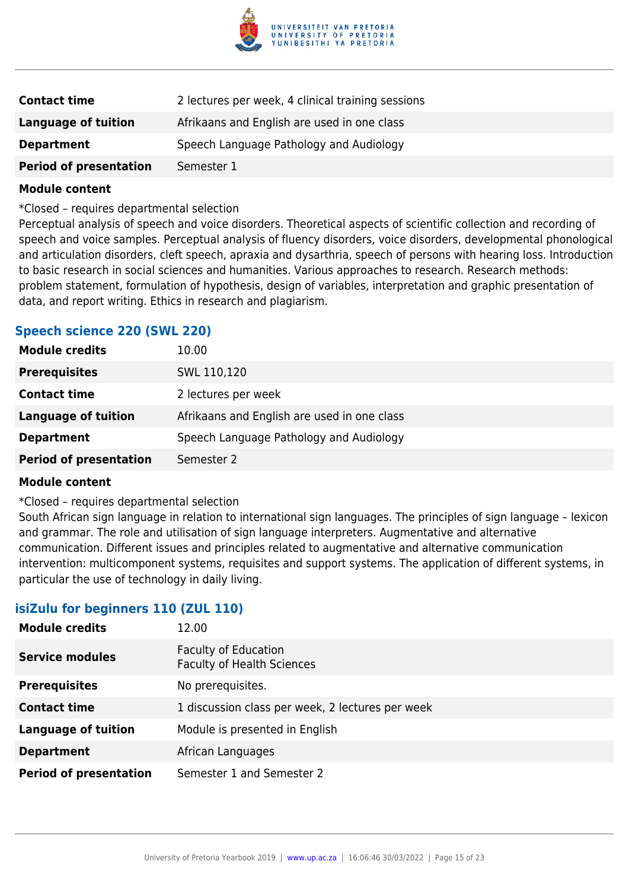| | |
|---|---|
| **Contact time** | 2 lectures per week, 4 clinical training sessions |
| **Language of tuition** | Afrikaans and English are used in one class |
| **Department** | Speech Language Pathology and Audiology |
| **Period of presentation** | Semester 1 |

**Module content**

*Closed – requires departmental selection

Perceptual analysis of speech and voice disorders. Theoretical aspects of scientific collection and recording of speech and voice samples. Perceptual analysis of fluency disorders, voice disorders, developmental phonological and articulation disorders, cleft speech, apraxia and dysarthria, speech of persons with hearing loss. Introduction to basic research in social sciences and humanities. Various approaches to research. Research methods: problem statement, formulation of hypothesis, design of variables, interpretation and graphic presentation of data, and report writing. Ethics in research and plagiarism.

### Speech science 220 (SWL 220)

| | |
|---|---|
| **Module credits** | 10.00 |
| **Prerequisites** | SWL 110,120 |
| **Contact time** | 2 lectures per week |
| **Language of tuition** | Afrikaans and English are used in one class |
| **Department** | Speech Language Pathology and Audiology |
| **Period of presentation** | Semester 2 |

**Module content**

*Closed – requires departmental selection

South African sign language in relation to international sign languages. The principles of sign language – lexicon and grammar. The role and utilisation of sign language interpreters. Augmentative and alternative communication. Different issues and principles related to augmentative and alternative communication intervention: multicomponent systems, requisites and support systems. The application of different systems, in particular the use of technology in daily living.

### isiZulu for beginners 110 (ZUL 110)

| | |
|---|---|
| **Module credits** | 12.00 |
| **Service modules** | Faculty of Education<br>Faculty of Health Sciences |
| **Prerequisites** | No prerequisites. |
| **Contact time** | 1 discussion class per week, 2 lectures per week |
| **Language of tuition** | Module is presented in English |
| **Department** | African Languages |
| **Period of presentation** | Semester 1 and Semester 2 |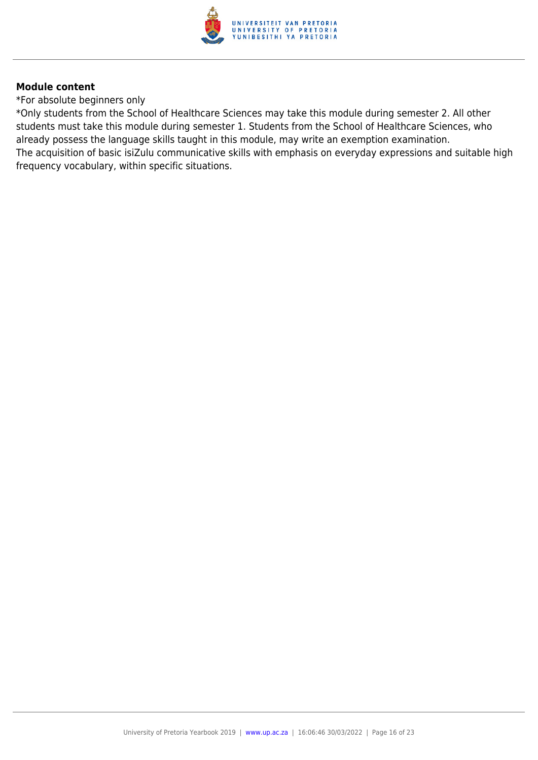**Module content**

*For absolute beginners only

*Only students from the School of Healthcare Sciences may take this module during semester 2. All other students must take this module during semester 1. Students from the School of Healthcare Sciences, who already possess the language skills taught in this module, may write an exemption examination.

The acquisition of basic isiZulu communicative skills with emphasis on everyday expressions and suitable high frequency vocabulary, within specific situations.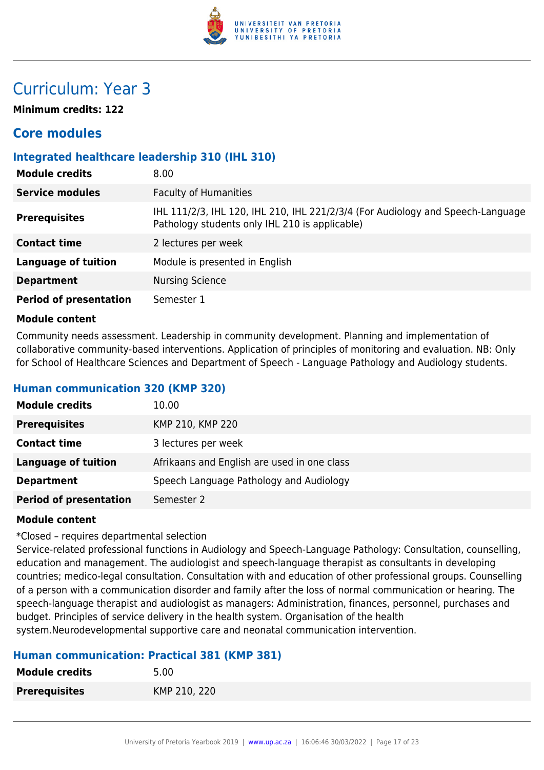# Curriculum: Year 3

**Minimum credits: 122**

## Core modules

### Integrated healthcare leadership 310 (IHL 310)

| | |
|---|---|
| **Module credits** | 8.00 |
| **Service modules** | Faculty of Humanities |
| **Prerequisites** | IHL 111/2/3, IHL 120, IHL 210, IHL 221/2/3/4 (For Audiology and Speech-Language Pathology students only IHL 210 is applicable) |
| **Contact time** | 2 lectures per week |
| **Language of tuition** | Module is presented in English |
| **Department** | Nursing Science |
| **Period of presentation** | Semester 1 |

**Module content**

Community needs assessment. Leadership in community development. Planning and implementation of collaborative community-based interventions. Application of principles of monitoring and evaluation. NB: Only for School of Healthcare Sciences and Department of Speech - Language Pathology and Audiology students.

### Human communication 320 (KMP 320)

| | |
|---|---|
| **Module credits** | 10.00 |
| **Prerequisites** | KMP 210, KMP 220 |
| **Contact time** | 3 lectures per week |
| **Language of tuition** | Afrikaans and English are used in one class |
| **Department** | Speech Language Pathology and Audiology |
| **Period of presentation** | Semester 2 |

**Module content**

*Closed – requires departmental selection
Service-related professional functions in Audiology and Speech-Language Pathology: Consultation, counselling, education and management. The audiologist and speech-language therapist as consultants in developing countries; medico-legal consultation. Consultation with and education of other professional groups. Counselling of a person with a communication disorder and family after the loss of normal communication or hearing. The speech-language therapist and audiologist as managers: Administration, finances, personnel, purchases and budget. Principles of service delivery in the health system. Organisation of the health system.Neurodevelopmental supportive care and neonatal communication intervention.

### Human communication: Practical 381 (KMP 381)

| | |
|---|---|
| **Module credits** | 5.00 |
| **Prerequisites** | KMP 210, 220 |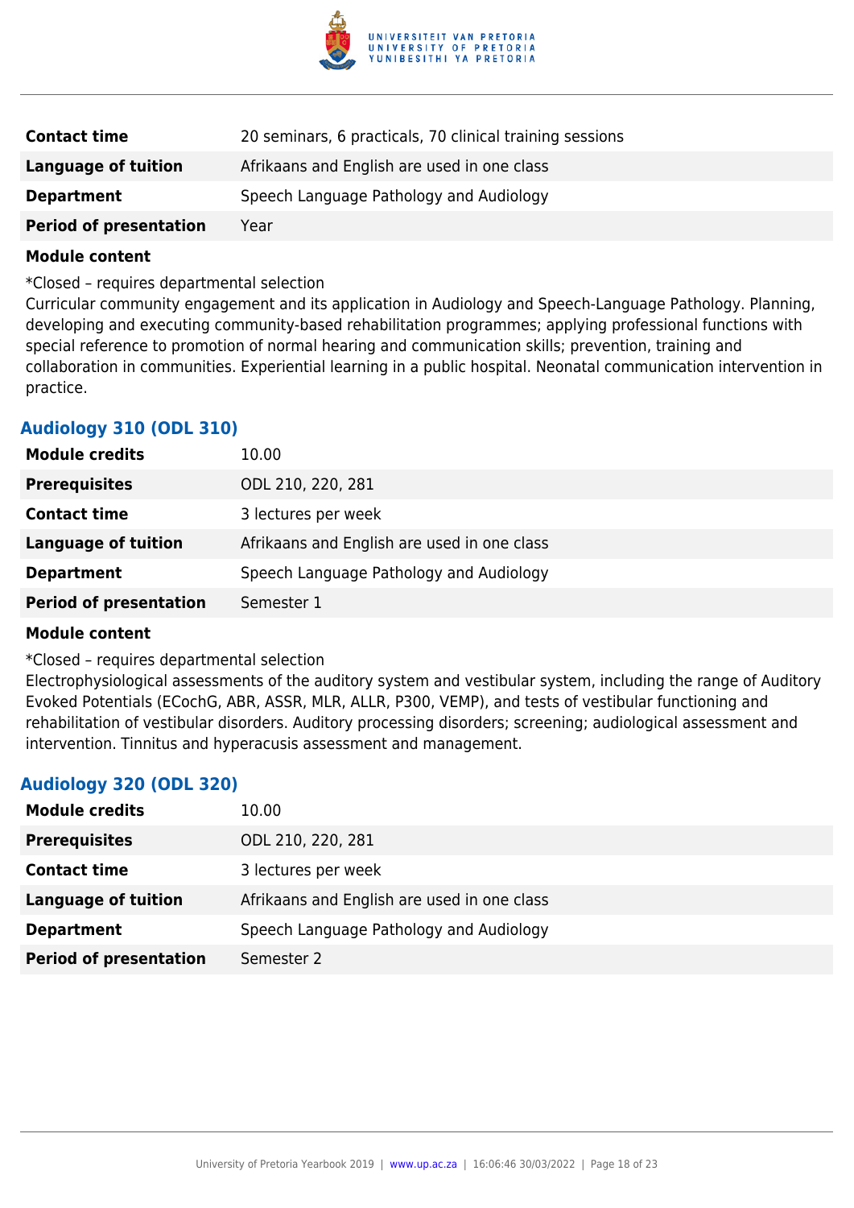| | |
|---|---|
| **Contact time** | 20 seminars, 6 practicals, 70 clinical training sessions |
| **Language of tuition** | Afrikaans and English are used in one class |
| **Department** | Speech Language Pathology and Audiology |
| **Period of presentation** | Year |

**Module content**

*Closed – requires departmental selection
Curricular community engagement and its application in Audiology and Speech-Language Pathology. Planning, developing and executing community-based rehabilitation programmes; applying professional functions with special reference to promotion of normal hearing and communication skills; prevention, training and collaboration in communities. Experiential learning in a public hospital. Neonatal communication intervention in practice.

### Audiology 310 (ODL 310)

| | |
|---|---|
| **Module credits** | 10.00 |
| **Prerequisites** | ODL 210, 220, 281 |
| **Contact time** | 3 lectures per week |
| **Language of tuition** | Afrikaans and English are used in one class |
| **Department** | Speech Language Pathology and Audiology |
| **Period of presentation** | Semester 1 |

**Module content**

*Closed – requires departmental selection
Electrophysiological assessments of the auditory system and vestibular system, including the range of Auditory Evoked Potentials (ECochG, ABR, ASSR, MLR, ALLR, P300, VEMP), and tests of vestibular functioning and rehabilitation of vestibular disorders. Auditory processing disorders; screening; audiological assessment and intervention. Tinnitus and hyperacusis assessment and management.

### Audiology 320 (ODL 320)

| | |
|---|---|
| **Module credits** | 10.00 |
| **Prerequisites** | ODL 210, 220, 281 |
| **Contact time** | 3 lectures per week |
| **Language of tuition** | Afrikaans and English are used in one class |
| **Department** | Speech Language Pathology and Audiology |
| **Period of presentation** | Semester 2 |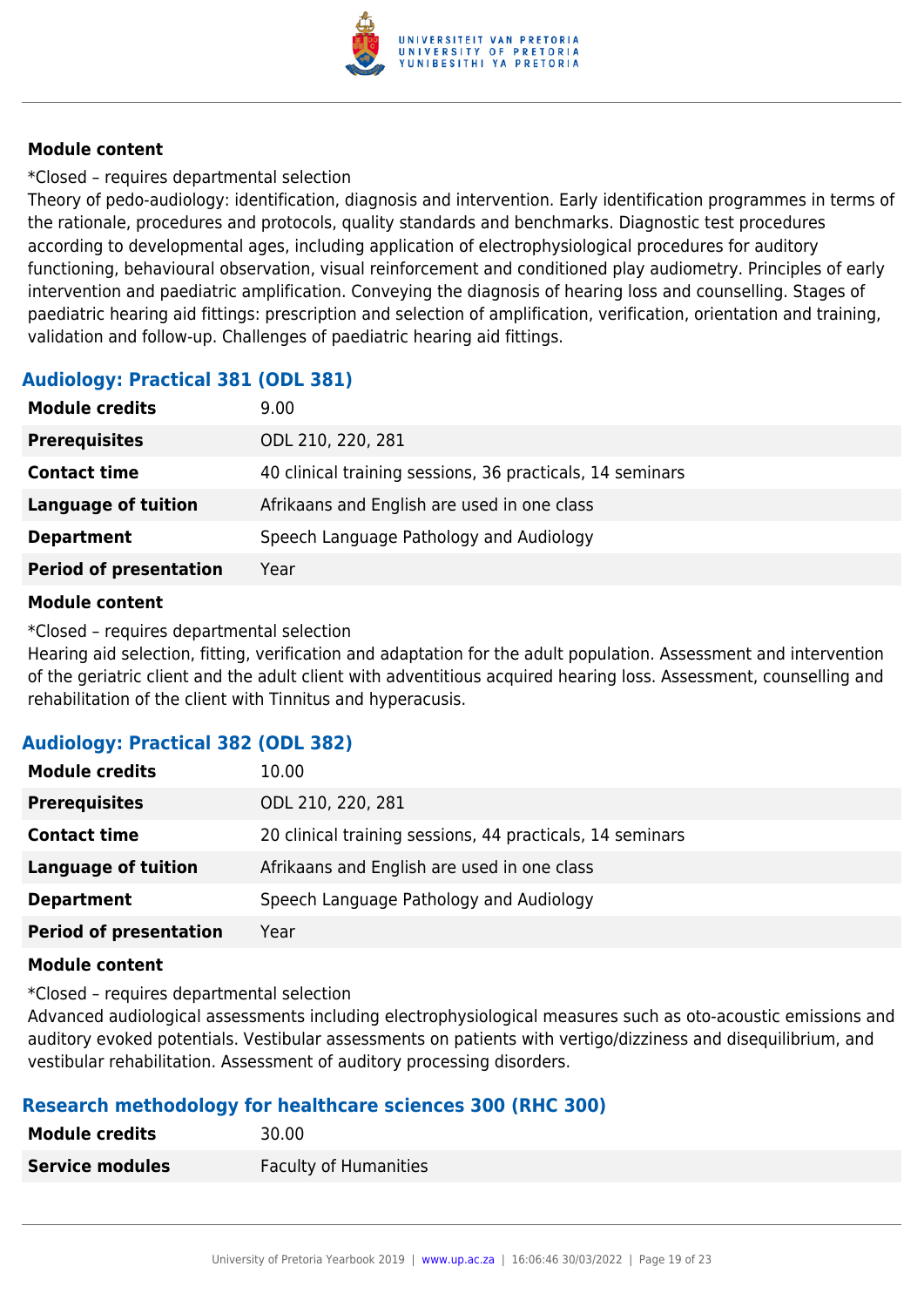#### Module content

*Closed – requires departmental selection

Theory of pedo-audiology: identification, diagnosis and intervention. Early identification programmes in terms of the rationale, procedures and protocols, quality standards and benchmarks. Diagnostic test procedures according to developmental ages, including application of electrophysiological procedures for auditory functioning, behavioural observation, visual reinforcement and conditioned play audiometry. Principles of early intervention and paediatric amplification. Conveying the diagnosis of hearing loss and counselling. Stages of paediatric hearing aid fittings: prescription and selection of amplification, verification, orientation and training, validation and follow-up. Challenges of paediatric hearing aid fittings.

### Audiology: Practical 381 (ODL 381)

| | |
|---|---|
| **Module credits** | 9.00 |
| **Prerequisites** | ODL 210, 220, 281 |
| **Contact time** | 40 clinical training sessions, 36 practicals, 14 seminars |
| **Language of tuition** | Afrikaans and English are used in one class |
| **Department** | Speech Language Pathology and Audiology |
| **Period of presentation** | Year |

#### Module content

*Closed – requires departmental selection

Hearing aid selection, fitting, verification and adaptation for the adult population. Assessment and intervention of the geriatric client and the adult client with adventitious acquired hearing loss. Assessment, counselling and rehabilitation of the client with Tinnitus and hyperacusis.

### Audiology: Practical 382 (ODL 382)

| | |
|---|---|
| **Module credits** | 10.00 |
| **Prerequisites** | ODL 210, 220, 281 |
| **Contact time** | 20 clinical training sessions, 44 practicals, 14 seminars |
| **Language of tuition** | Afrikaans and English are used in one class |
| **Department** | Speech Language Pathology and Audiology |
| **Period of presentation** | Year |

#### Module content

*Closed – requires departmental selection

Advanced audiological assessments including electrophysiological measures such as oto-acoustic emissions and auditory evoked potentials. Vestibular assessments on patients with vertigo/dizziness and disequilibrium, and vestibular rehabilitation. Assessment of auditory processing disorders.

### Research methodology for healthcare sciences 300 (RHC 300)

| | |
|---|---|
| **Module credits** | 30.00 |
| **Service modules** | Faculty of Humanities |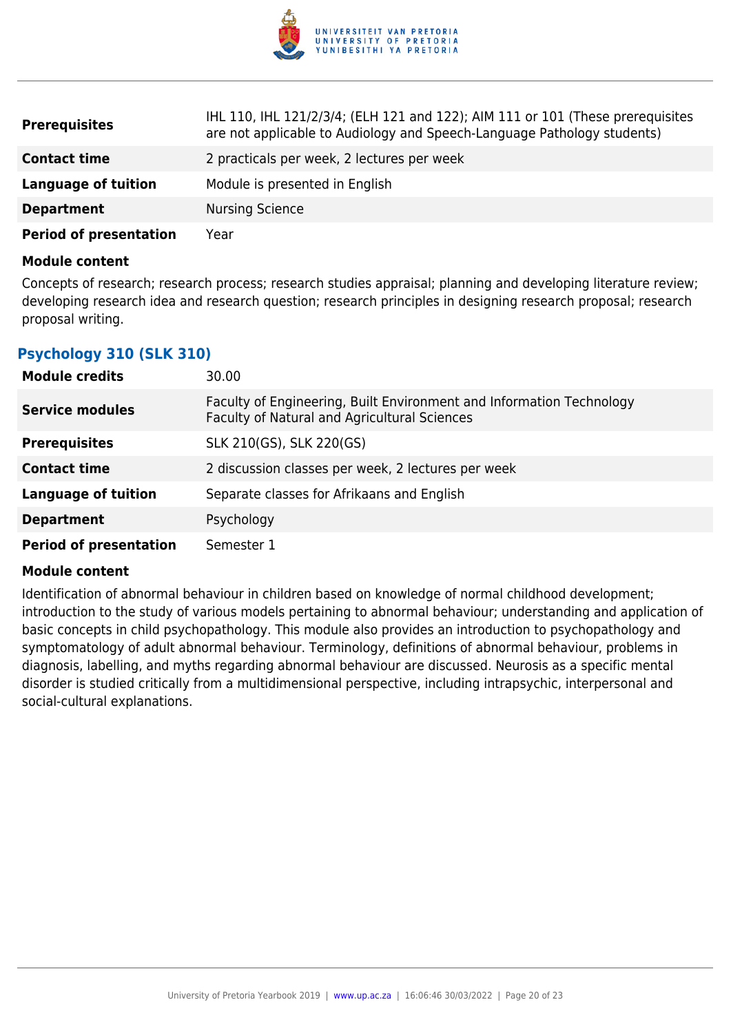| | |
|---|---|
| **Prerequisites** | IHL 110, IHL 121/2/3/4; (ELH 121 and 122); AIM 111 or 101 (These prerequisites are not applicable to Audiology and Speech-Language Pathology students) |
| **Contact time** | 2 practicals per week, 2 lectures per week |
| **Language of tuition** | Module is presented in English |
| **Department** | Nursing Science |
| **Period of presentation** | Year |

**Module content**

Concepts of research; research process; research studies appraisal; planning and developing literature review; developing research idea and research question; research principles in designing research proposal; research proposal writing.

### Psychology 310 (SLK 310)

| | |
|---|---|
| **Module credits** | 30.00 |
| **Service modules** | Faculty of Engineering, Built Environment and Information Technology<br>Faculty of Natural and Agricultural Sciences |
| **Prerequisites** | SLK 210(GS), SLK 220(GS) |
| **Contact time** | 2 discussion classes per week, 2 lectures per week |
| **Language of tuition** | Separate classes for Afrikaans and English |
| **Department** | Psychology |
| **Period of presentation** | Semester 1 |

**Module content**

Identification of abnormal behaviour in children based on knowledge of normal childhood development; introduction to the study of various models pertaining to abnormal behaviour; understanding and application of basic concepts in child psychopathology. This module also provides an introduction to psychopathology and symptomatology of adult abnormal behaviour. Terminology, definitions of abnormal behaviour, problems in diagnosis, labelling, and myths regarding abnormal behaviour are discussed. Neurosis as a specific mental disorder is studied critically from a multidimensional perspective, including intrapsychic, interpersonal and social-cultural explanations.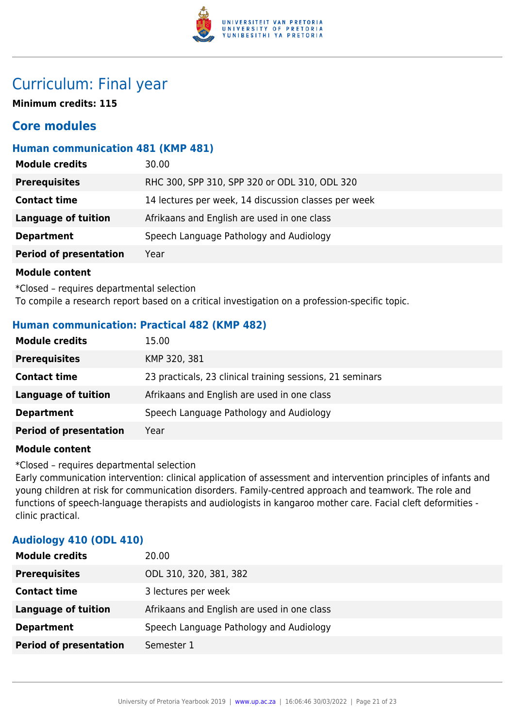# Curriculum: Final year

**Minimum credits: 115**

## Core modules

### Human communication 481 (KMP 481)

| | |
|---|---|
| **Module credits** | 30.00 |
| **Prerequisites** | RHC 300, SPP 310, SPP 320 or ODL 310, ODL 320 |
| **Contact time** | 14 lectures per week, 14 discussion classes per week |
| **Language of tuition** | Afrikaans and English are used in one class |
| **Department** | Speech Language Pathology and Audiology |
| **Period of presentation** | Year |

**Module content**

*Closed – requires departmental selection
To compile a research report based on a critical investigation on a profession-specific topic.

### Human communication: Practical 482 (KMP 482)

| | |
|---|---|
| **Module credits** | 15.00 |
| **Prerequisites** | KMP 320, 381 |
| **Contact time** | 23 practicals, 23 clinical training sessions, 21 seminars |
| **Language of tuition** | Afrikaans and English are used in one class |
| **Department** | Speech Language Pathology and Audiology |
| **Period of presentation** | Year |

**Module content**

*Closed – requires departmental selection
Early communication intervention: clinical application of assessment and intervention principles of infants and young children at risk for communication disorders. Family-centred approach and teamwork. The role and functions of speech-language therapists and audiologists in kangaroo mother care. Facial cleft deformities - clinic practical.

### Audiology 410 (ODL 410)

| | |
|---|---|
| **Module credits** | 20.00 |
| **Prerequisites** | ODL 310, 320, 381, 382 |
| **Contact time** | 3 lectures per week |
| **Language of tuition** | Afrikaans and English are used in one class |
| **Department** | Speech Language Pathology and Audiology |
| **Period of presentation** | Semester 1 |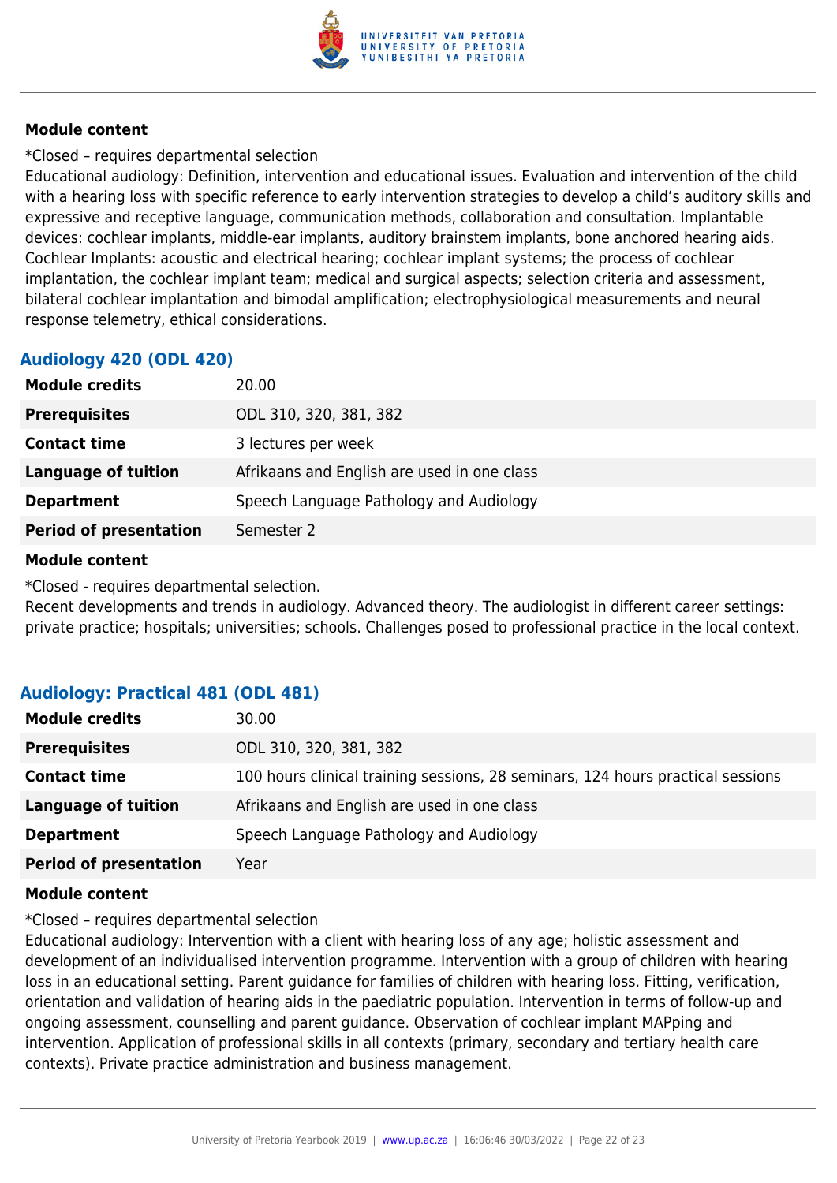#### Module content

*Closed – requires departmental selection

Educational audiology: Definition, intervention and educational issues. Evaluation and intervention of the child with a hearing loss with specific reference to early intervention strategies to develop a child's auditory skills and expressive and receptive language, communication methods, collaboration and consultation. Implantable devices: cochlear implants, middle-ear implants, auditory brainstem implants, bone anchored hearing aids. Cochlear Implants: acoustic and electrical hearing; cochlear implant systems; the process of cochlear implantation, the cochlear implant team; medical and surgical aspects; selection criteria and assessment, bilateral cochlear implantation and bimodal amplification; electrophysiological measurements and neural response telemetry, ethical considerations.

### Audiology 420 (ODL 420)

| | |
|---|---|
| **Module credits** | 20.00 |
| **Prerequisites** | ODL 310, 320, 381, 382 |
| **Contact time** | 3 lectures per week |
| **Language of tuition** | Afrikaans and English are used in one class |
| **Department** | Speech Language Pathology and Audiology |
| **Period of presentation** | Semester 2 |

#### Module content

*Closed - requires departmental selection.

Recent developments and trends in audiology. Advanced theory. The audiologist in different career settings: private practice; hospitals; universities; schools. Challenges posed to professional practice in the local context.

### Audiology: Practical 481 (ODL 481)

| | |
|---|---|
| **Module credits** | 30.00 |
| **Prerequisites** | ODL 310, 320, 381, 382 |
| **Contact time** | 100 hours clinical training sessions, 28 seminars, 124 hours practical sessions |
| **Language of tuition** | Afrikaans and English are used in one class |
| **Department** | Speech Language Pathology and Audiology |
| **Period of presentation** | Year |

#### Module content

*Closed – requires departmental selection

Educational audiology: Intervention with a client with hearing loss of any age; holistic assessment and development of an individualised intervention programme. Intervention with a group of children with hearing loss in an educational setting. Parent guidance for families of children with hearing loss. Fitting, verification, orientation and validation of hearing aids in the paediatric population. Intervention in terms of follow-up and ongoing assessment, counselling and parent guidance. Observation of cochlear implant MAPping and intervention. Application of professional skills in all contexts (primary, secondary and tertiary health care contexts). Private practice administration and business management.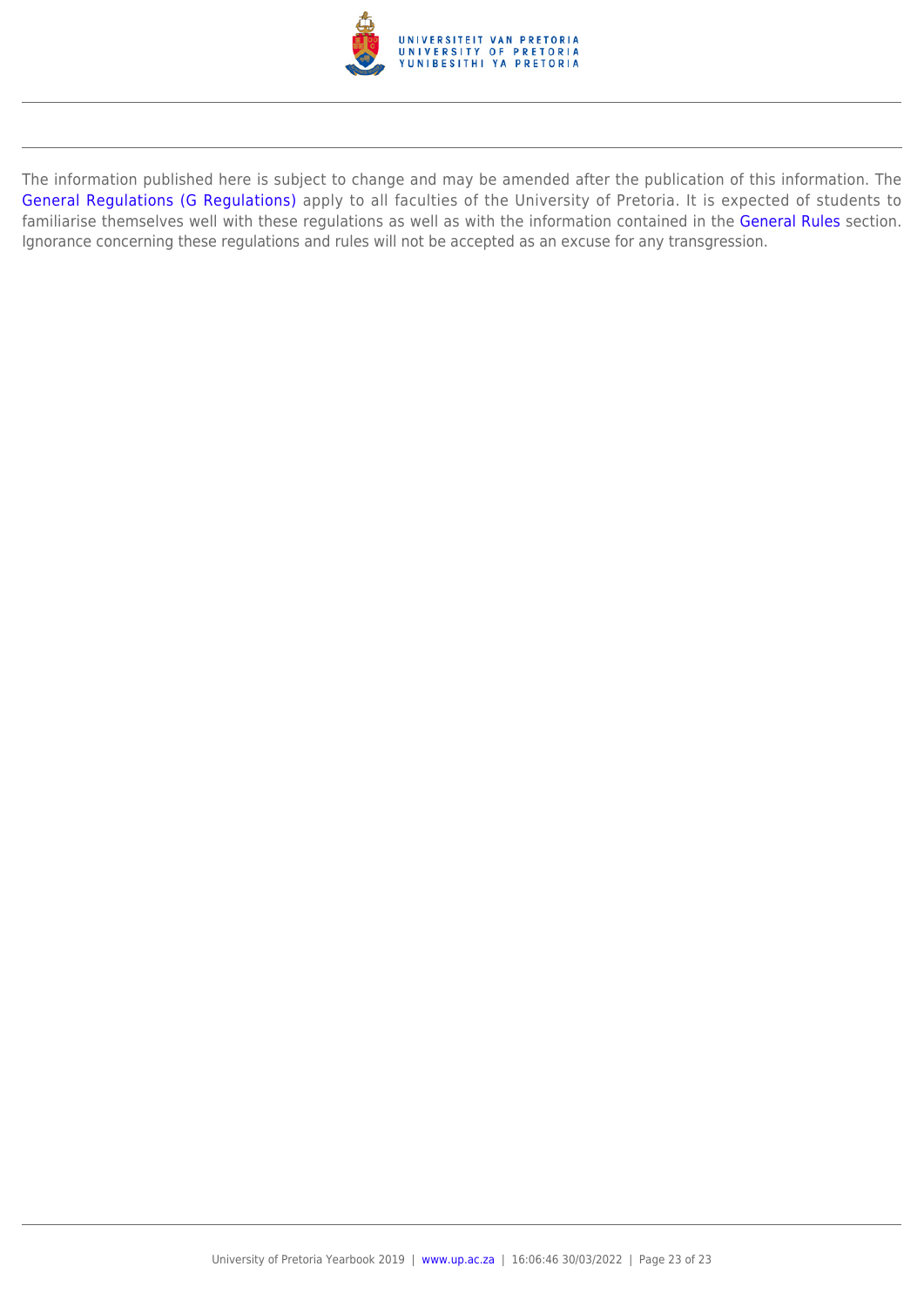The information published here is subject to change and may be amended after the publication of this information. The General Regulations (G Regulations) apply to all faculties of the University of Pretoria. It is expected of students to familiarise themselves well with these regulations as well as with the information contained in the General Rules section. Ignorance concerning these regulations and rules will not be accepted as an excuse for any transgression.